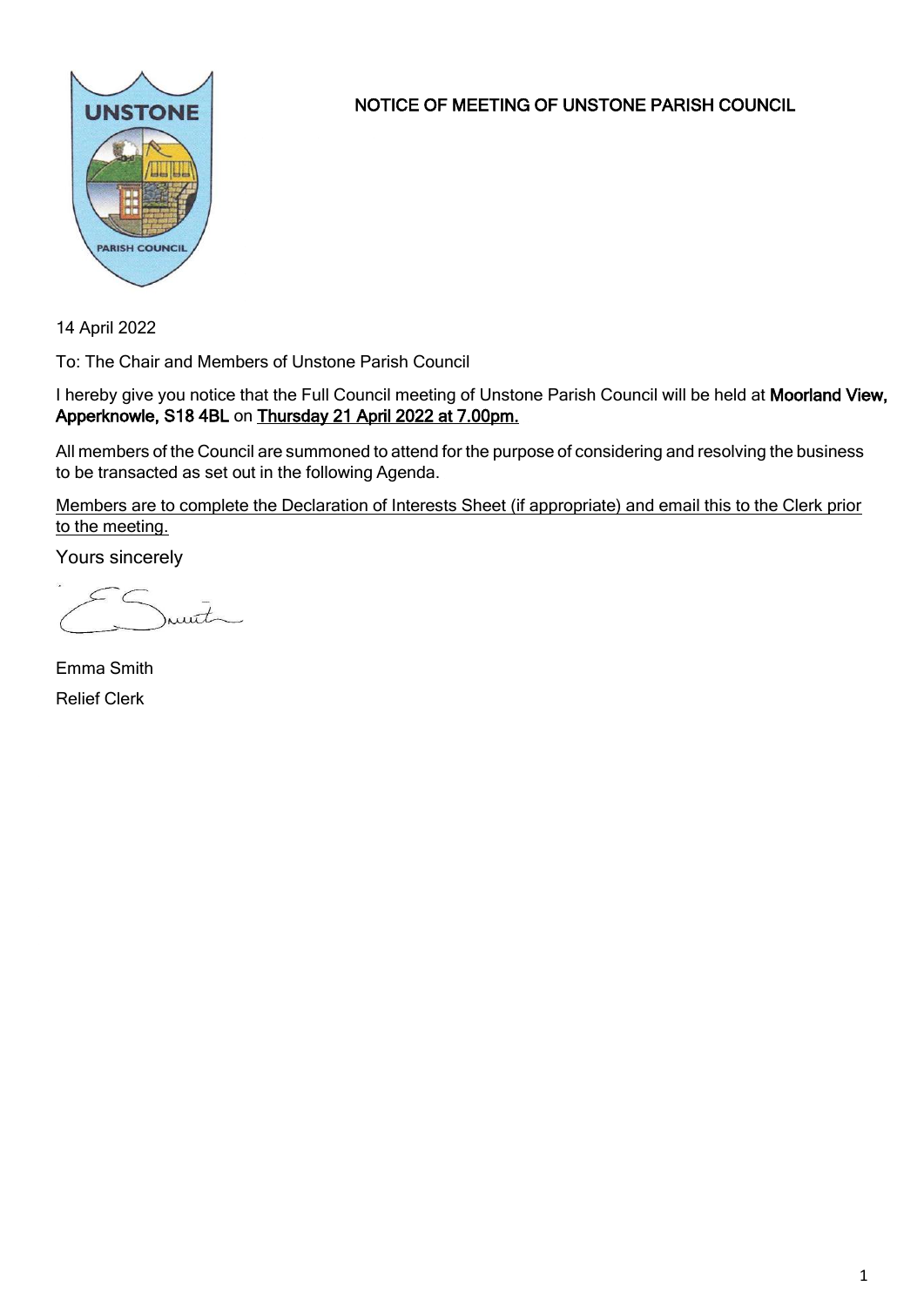# NOTICE OF MEETING OF UNSTONE PARISH COUNCIL

14 April 2022

To: The Chair and Members of Unstone Parish Council

I hereby give you notice that the Full Council meeting of Unstone Parish Council will be held at **Moorland View, Apperknowle, S18 4BL** on **Thursday 21 April 2022 at 7.00pm.**

All members of the Council are summoned to attend for the purpose of considering and resolving the business to be transacted as set out in the following Agenda.

Members are to complete the Declaration of Interests Sheet (if appropriate) and email this to the Clerk prior to the meeting.

Yours sincerely

Emma Smith

Relief Clerk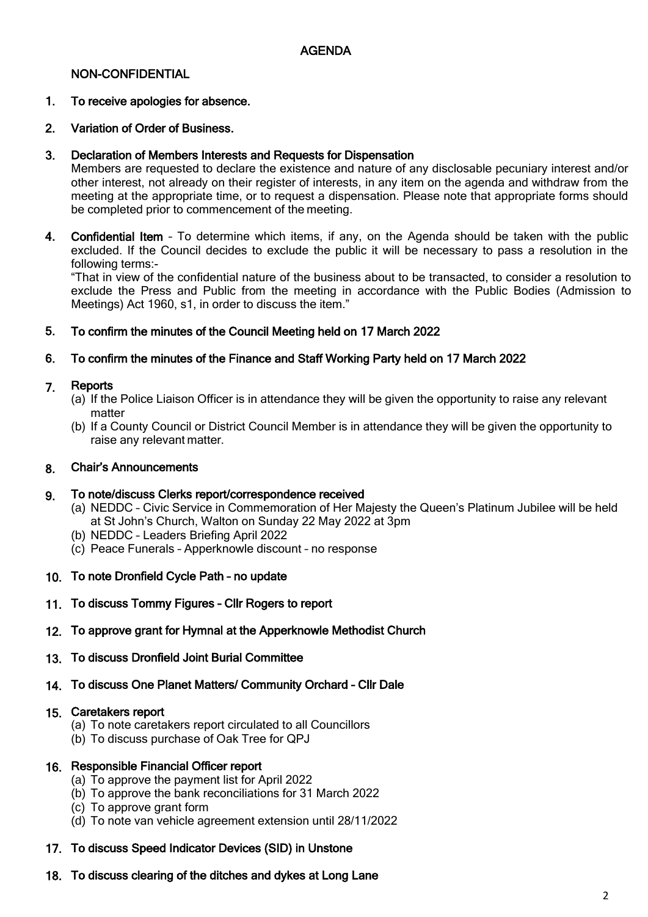## AGENDA

### NON-CONFIDENTIAL

1. **To receive apologies for absence.**

2. **Variation of Order of Business.**

3. **Declaration of Members Interests and Requests for Dispensation**
   Members are requested to declare the existence and nature of any disclosable pecuniary interest and/or other interest, not already on their register of interests, in any item on the agenda and withdraw from the meeting at the appropriate time, or to request a dispensation. Please note that appropriate forms should be completed prior to commencement of the meeting.

4. **Confidential Item** – To determine which items, if any, on the Agenda should be taken with the public excluded. If the Council decides to exclude the public it will be necessary to pass a resolution in the following terms:-
   "That in view of the confidential nature of the business about to be transacted, to consider a resolution to exclude the Press and Public from the meeting in accordance with the Public Bodies (Admission to Meetings) Act 1960, s1, in order to discuss the item."

5. **To confirm the minutes of the Council Meeting held on 17 March 2022**

6. **To confirm the minutes of the Finance and Staff Working Party held on 17 March 2022**

7. **Reports**
   (a) If the Police Liaison Officer is in attendance they will be given the opportunity to raise any relevant matter
   (b) If a County Council or District Council Member is in attendance they will be given the opportunity to raise any relevant matter.

8. **Chair's Announcements**

9. **To note/discuss Clerks report/correspondence received**
   (a) NEDDC – Civic Service in Commemoration of Her Majesty the Queen's Platinum Jubilee will be held at St John's Church, Walton on Sunday 22 May 2022 at 3pm
   (b) NEDDC – Leaders Briefing April 2022
   (c) Peace Funerals – Apperknowle discount – no response

10. **To note Dronfield Cycle Path – no update**

11. **To discuss Tommy Figures – Cllr Rogers to report**

12. **To approve grant for Hymnal at the Apperknowle Methodist Church**

13. **To discuss Dronfield Joint Burial Committee**

14. **To discuss One Planet Matters/ Community Orchard – Cllr Dale**

15. **Caretakers report**
   (a) To note caretakers report circulated to all Councillors
   (b) To discuss purchase of Oak Tree for QPJ

16. **Responsible Financial Officer report**
   (a) To approve the payment list for April 2022
   (b) To approve the bank reconciliations for 31 March 2022
   (c) To approve grant form
   (d) To note van vehicle agreement extension until 28/11/2022

17. **To discuss Speed Indicator Devices (SID) in Unstone**

18. **To discuss clearing of the ditches and dykes at Long Lane**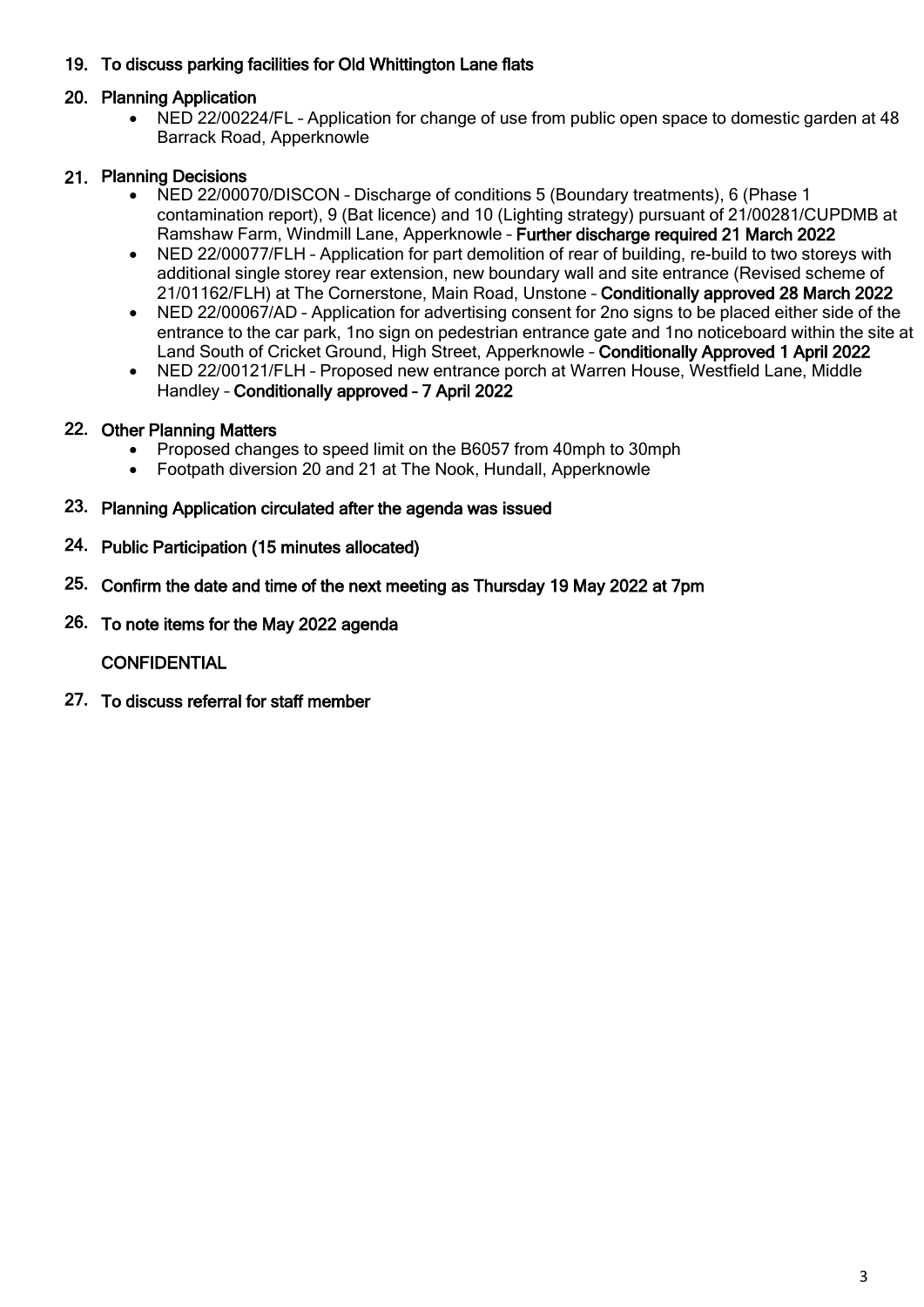19. **To discuss parking facilities for Old Whittington Lane flats**

20. **Planning Application**
    - NED 22/00224/FL – Application for change of use from public open space to domestic garden at 48 Barrack Road, Apperknowle

21. **Planning Decisions**
    - NED 22/00070/DISCON – Discharge of conditions 5 (Boundary treatments), 6 (Phase 1 contamination report), 9 (Bat licence) and 10 (Lighting strategy) pursuant of 21/00281/CUPDMB at Ramshaw Farm, Windmill Lane, Apperknowle – **Further discharge required 21 March 2022**
    - NED 22/00077/FLH – Application for part demolition of rear of building, re-build to two storeys with additional single storey rear extension, new boundary wall and site entrance (Revised scheme of 21/01162/FLH) at The Cornerstone, Main Road, Unstone – **Conditionally approved 28 March 2022**
    - NED 22/00067/AD – Application for advertising consent for 2no signs to be placed either side of the entrance to the car park, 1no sign on pedestrian entrance gate and 1no noticeboard within the site at Land South of Cricket Ground, High Street, Apperknowle – **Conditionally Approved 1 April 2022**
    - NED 22/00121/FLH – Proposed new entrance porch at Warren House, Westfield Lane, Middle Handley – **Conditionally approved – 7 April 2022**

22. **Other Planning Matters**
    - Proposed changes to speed limit on the B6057 from 40mph to 30mph
    - Footpath diversion 20 and 21 at The Nook, Hundall, Apperknowle

23. **Planning Application circulated after the agenda was issued**

24. **Public Participation (15 minutes allocated)**

25. **Confirm the date and time of the next meeting as Thursday 19 May 2022 at 7pm**

26. **To note items for the May 2022 agenda**

**CONFIDENTIAL**

27. **To discuss referral for staff member**